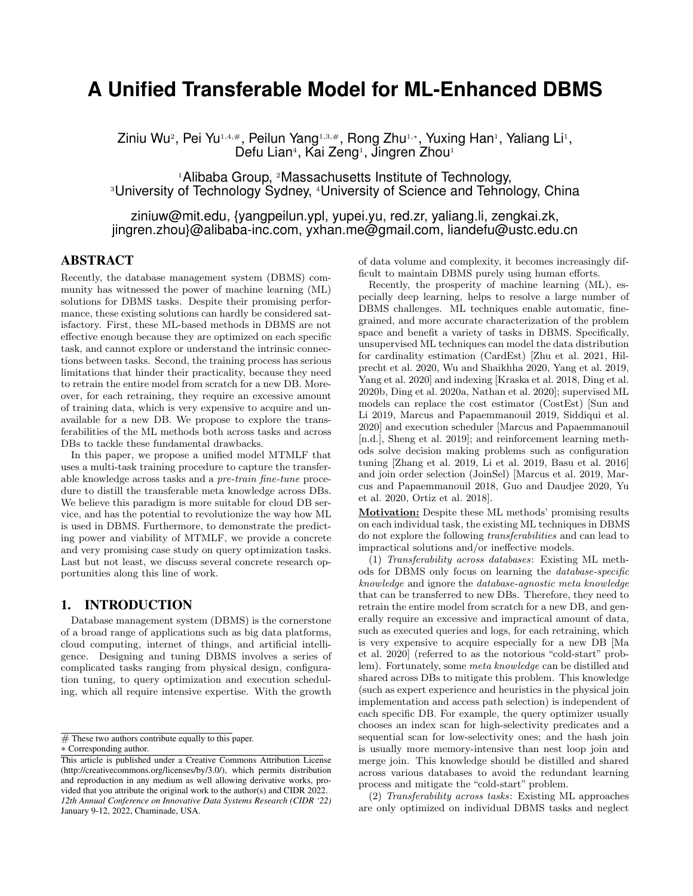# A Unified Transferable Model for ML-Enhanced DBMS

Ziniu Wu[2], Pei Yu[1,4,#], Peilun Yang[1,3,#], Rong Zhu[1,*], Yuxing Han[1], Yaliang Li[1], Defu Lian[4], Kai Zeng[1], Jingren Zhou[1]

[1]Alibaba Group, [2]Massachusetts Institute of Technology, [3]University of Technology Sydney, [4]University of Science and Tehnology, China

ziniuw@mit.edu, {yangpeilun.ypl, yupei.yu, red.zr, yaliang.li, zengkai.zk, jingren.zhou}@alibaba-inc.com, yxhan.me@gmail.com, liandefu@ustc.edu.cn

## ABSTRACT

Recently, the database management system (DBMS) community has witnessed the power of machine learning (ML) solutions for DBMS tasks. Despite their promising performance, these existing solutions can hardly be considered satisfactory. First, these ML-based methods in DBMS are not effective enough because they are optimized on each specific task, and cannot explore or understand the intrinsic connections between tasks. Second, the training process has serious limitations that hinder their practicality, because they need to retrain the entire model from scratch for a new DB. Moreover, for each retraining, they require an excessive amount of training data, which is very expensive to acquire and unavailable for a new DB. We propose to explore the transferabilities of the ML methods both across tasks and across DBs to tackle these fundamental drawbacks.

In this paper, we propose a unified model MTMLF that uses a multi-task training procedure to capture the transferable knowledge across tasks and a *pre-train fine-tune* procedure to distill the transferable meta knowledge across DBs. We believe this paradigm is more suitable for cloud DB service, and has the potential to revolutionize the way how ML is used in DBMS. Furthermore, to demonstrate the predicting power and viability of MTMLF, we provide a concrete and very promising case study on query optimization tasks. Last but not least, we discuss several concrete research opportunities along this line of work.

## 1. INTRODUCTION

Database management system (DBMS) is the cornerstone of a broad range of applications such as big data platforms, cloud computing, internet of things, and artificial intelligence. Designing and tuning DBMS involves a series of complicated tasks ranging from physical design, configuration tuning, to query optimization and execution scheduling, which all require intensive expertise. With the growth of data volume and complexity, it becomes increasingly difficult to maintain DBMS purely using human efforts.

Recently, the prosperity of machine learning (ML), especially deep learning, helps to resolve a large number of DBMS challenges. ML techniques enable automatic, fine-grained, and more accurate characterization of the problem space and benefit a variety of tasks in DBMS. Specifically, unsupervised ML techniques can model the data distribution for cardinality estimation (CardEst) [Zhu et al. 2021, Hilprecht et al. 2020, Wu and Shaikhha 2020, Yang et al. 2019, Yang et al. 2020] and indexing [Kraska et al. 2018, Ding et al. 2020b, Ding et al. 2020a, Nathan et al. 2020]; supervised ML models can replace the cost estimator (CostEst) [Sun and Li 2019, Marcus and Papaemmanouil 2019, Siddiqui et al. 2020] and execution scheduler [Marcus and Papaemmanouil [n.d.], Sheng et al. 2019]; and reinforcement learning methods solve decision making problems such as configuration tuning [Zhang et al. 2019, Li et al. 2019, Basu et al. 2016] and join order selection (JoinSel) [Marcus et al. 2019, Marcus and Papaemmanouil 2018, Guo and Daudjee 2020, Yu et al. 2020, Ortiz et al. 2018].

**Motivation:** Despite these ML methods' promising results on each individual task, the existing ML techniques in DBMS do not explore the following *transferabilities* and can lead to impractical solutions and/or ineffective models.

(1) *Transferability across databases*: Existing ML methods for DBMS only focus on learning the *database-specific knowledge* and ignore the *database-agnostic meta knowledge* that can be transferred to new DBs. Therefore, they need to retrain the entire model from scratch for a new DB, and generally require an excessive and impractical amount of data, such as executed queries and logs, for each retraining, which is very expensive to acquire especially for a new DB [Ma et al. 2020] (referred to as the notorious "cold-start" problem). Fortunately, some *meta knowledge* can be distilled and shared across DBs to mitigate this problem. This knowledge (such as expert experience and heuristics in the physical join implementation and access path selection) is independent of each specific DB. For example, the query optimizer usually chooses an index scan for high-selectivity predicates and a sequential scan for low-selectivity ones; and the hash join is usually more memory-intensive than nest loop join and merge join. This knowledge should be distilled and shared across various databases to avoid the redundant learning process and mitigate the "cold-start" problem.

(2) *Transferability across tasks*: Existing ML approaches are only optimized on individual DBMS tasks and neglect

# These two authors contribute equally to this paper.
* Corresponding author.

This article is published under a Creative Commons Attribution License (http://creativecommons.org/licenses/by/3.0/), which permits distribution and reproduction in any medium as well allowing derivative works, provided that you attribute the original work to the author(s) and CIDR 2022. *12th Annual Conference on Innovative Data Systems Research (CIDR '22)* January 9-12, 2022, Chaminade, USA.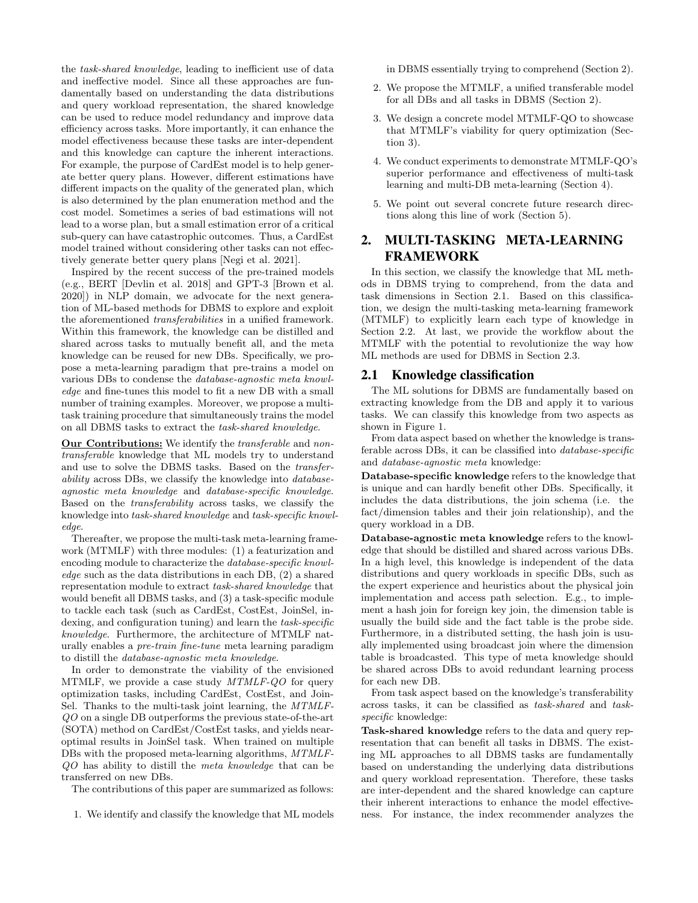the *task-shared knowledge*, leading to inefficient use of data and ineffective model. Since all these approaches are fundamentally based on understanding the data distributions and query workload representation, the shared knowledge can be used to reduce model redundancy and improve data efficiency across tasks. More importantly, it can enhance the model effectiveness because these tasks are inter-dependent and this knowledge can capture the inherent interactions. For example, the purpose of CardEst model is to help generate better query plans. However, different estimations have different impacts on the quality of the generated plan, which is also determined by the plan enumeration method and the cost model. Sometimes a series of bad estimations will not lead to a worse plan, but a small estimation error of a critical sub-query can have catastrophic outcomes. Thus, a CardEst model trained without considering other tasks can not effectively generate better query plans [Negi et al. 2021].

Inspired by the recent success of the pre-trained models (e.g., BERT [Devlin et al. 2018] and GPT-3 [Brown et al. 2020]) in NLP domain, we advocate for the next generation of ML-based methods for DBMS to explore and exploit the aforementioned *transferabilities* in a unified framework. Within this framework, the knowledge can be distilled and shared across tasks to mutually benefit all, and the meta knowledge can be reused for new DBs. Specifically, we propose a meta-learning paradigm that pre-trains a model on various DBs to condense the *database-agnostic meta knowledge* and fine-tunes this model to fit a new DB with a small number of training examples. Moreover, we propose a multi-task training procedure that simultaneously trains the model on all DBMS tasks to extract the *task-shared knowledge*.

**Our Contributions:** We identify the *transferable* and *non-transferable* knowledge that ML models try to understand and use to solve the DBMS tasks. Based on the *transferability* across DBs, we classify the knowledge into *database-agnostic meta knowledge* and *database-specific knowledge*. Based on the *transferability* across tasks, we classify the knowledge into *task-shared knowledge* and *task-specific knowledge*.

Thereafter, we propose the multi-task meta-learning framework (MTMLF) with three modules: (1) a featurization and encoding module to characterize the *database-specific knowledge* such as the data distributions in each DB, (2) a shared representation module to extract *task-shared knowledge* that would benefit all DBMS tasks, and (3) a task-specific module to tackle each task (such as CardEst, CostEst, JoinSel, indexing, and configuration tuning) and learn the *task-specific knowledge*. Furthermore, the architecture of MTMLF naturally enables a *pre-train fine-tune* meta learning paradigm to distill the *database-agnostic meta knowledge*.

In order to demonstrate the viability of the envisioned MTMLF, we provide a case study *MTMLF-QO* for query optimization tasks, including CardEst, CostEst, and JoinSel. Thanks to the multi-task joint learning, the *MTMLF-QO* on a single DB outperforms the previous state-of-the-art (SOTA) method on CardEst/CostEst tasks, and yields near-optimal results in JoinSel task. When trained on multiple DBs with the proposed meta-learning algorithms, *MTMLF-QO* has ability to distill the *meta knowledge* that can be transferred on new DBs.

The contributions of this paper are summarized as follows:

1. We identify and classify the knowledge that ML models in DBMS essentially trying to comprehend (Section 2).
2. We propose the MTMLF, a unified transferable model for all DBs and all tasks in DBMS (Section 2).
3. We design a concrete model MTMLF-QO to showcase that MTMLF's viability for query optimization (Section 3).
4. We conduct experiments to demonstrate MTMLF-QO's superior performance and effectiveness of multi-task learning and multi-DB meta-learning (Section 4).
5. We point out several concrete future research directions along this line of work (Section 5).

## 2. MULTI-TASKING META-LEARNING FRAMEWORK

In this section, we classify the knowledge that ML methods in DBMS trying to comprehend, from the data and task dimensions in Section 2.1. Based on this classification, we design the multi-tasking meta-learning framework (MTMLF) to explicitly learn each type of knowledge in Section 2.2. At last, we provide the workflow about the MTMLF with the potential to revolutionize the way how ML methods are used for DBMS in Section 2.3.

### 2.1 Knowledge classification

The ML solutions for DBMS are fundamentally based on extracting knowledge from the DB and apply it to various tasks. We can classify this knowledge from two aspects as shown in Figure 1.

From data aspect based on whether the knowledge is transferable across DBs, it can be classified into *database-specific* and *database-agnostic meta* knowledge:

**Database-specific knowledge** refers to the knowledge that is unique and can hardly benefit other DBs. Specifically, it includes the data distributions, the join schema (i.e. the fact/dimension tables and their join relationship), and the query workload in a DB.

**Database-agnostic meta knowledge** refers to the knowledge that should be distilled and shared across various DBs. In a high level, this knowledge is independent of the data distributions and query workloads in specific DBs, such as the expert experience and heuristics about the physical join implementation and access path selection. E.g., to implement a hash join for foreign key join, the dimension table is usually the build side and the fact table is the probe side. Furthermore, in a distributed setting, the hash join is usually implemented using broadcast join where the dimension table is broadcasted. This type of meta knowledge should be shared across DBs to avoid redundant learning process for each new DB.

From task aspect based on the knowledge's transferability across tasks, it can be classified as *task-shared* and *task-specific* knowledge:

**Task-shared knowledge** refers to the data and query representation that can benefit all tasks in DBMS. The existing ML approaches to all DBMS tasks are fundamentally based on understanding the underlying data distributions and query workload representation. Therefore, these tasks are inter-dependent and the shared knowledge can capture their inherent interactions to enhance the model effectiveness. For instance, the index recommender analyzes the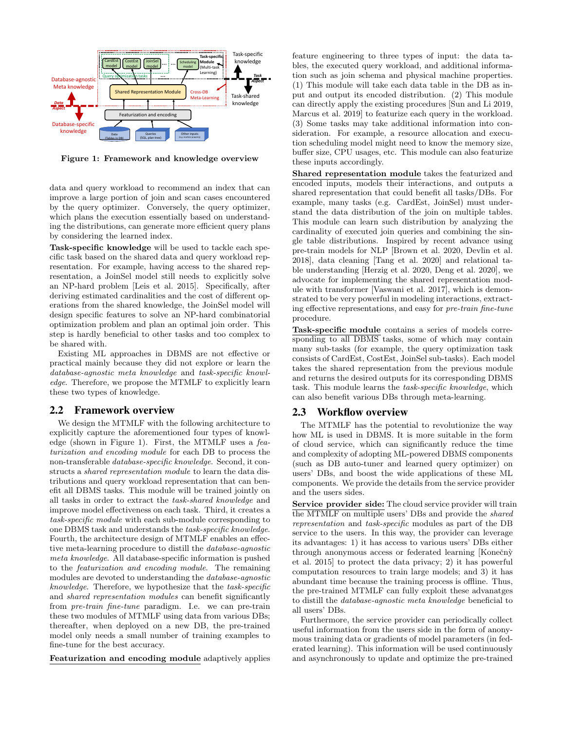Figure 1: Framework and knowledge overview

data and query workload to recommend an index that can improve a large portion of join and scan cases encountered by the query optimizer. Conversely, the query optimizer, which plans the execution essentially based on understanding the distributions, can generate more efficient query plans by considering the learned index.

**Task-specific knowledge** will be used to tackle each specific task based on the shared data and query workload representation. For example, having access to the shared representation, a JoinSel model still needs to explicitly solve an NP-hard problem [Leis et al. 2015]. Specifically, after deriving estimated cardinalities and the cost of different operations from the shared knowledge, the JoinSel model will design specific features to solve an NP-hard combinatorial optimization problem and plan an optimal join order. This step is hardly beneficial to other tasks and too complex to be shared with.

Existing ML approaches in DBMS are not effective or practical mainly because they did not explore or learn the *database-agnostic meta knowledge* and *task-specific knowledge*. Therefore, we propose the MTMLF to explicitly learn these two types of knowledge.

## 2.2 Framework overview

We design the MTMLF with the following architecture to explicitly capture the aforementioned four types of knowledge (shown in Figure 1). First, the MTMLF uses a *featurization and encoding module* for each DB to process the non-transferable *database-specific knowledge*. Second, it constructs a *shared representation module* to learn the data distributions and query workload representation that can benefit all DBMS tasks. This module will be trained jointly on all tasks in order to extract the *task-shared knowledge* and improve model effectiveness on each task. Third, it creates a *task-specific module* with each sub-module corresponding to one DBMS task and understands the *task-specific knowledge*. Fourth, the architecture design of MTMLF enables an effective meta-learning procedure to distill the *database-agnostic meta knowledge*. All database-specific information is pushed to the *featurization and encoding module*. The remaining modules are devoted to understanding the *database-agnostic knowledge*. Therefore, we hypothesize that the *task-specific* and *shared representation modules* can benefit significantly from *pre-train fine-tune* paradigm. I.e. we can pre-train these two modules of MTMLF using data from various DBs; thereafter, when deployed on a new DB, the pre-trained model only needs a small number of training examples to fine-tune for the best accuracy.

**Featurization and encoding module** adaptively applies feature engineering to three types of input: the data tables, the executed query workload, and additional information such as join schema and physical machine properties. (1) This module will take each data table in the DB as input and output its encoded distribution. (2) This module can directly apply the existing procedures [Sun and Li 2019, Marcus et al. 2019] to featurize each query in the workload. (3) Some tasks may take additional information into consideration. For example, a resource allocation and execution scheduling model might need to know the memory size, buffer size, CPU usages, etc. This module can also featurize these inputs accordingly.

**Shared representation module** takes the featurized and encoded inputs, models their interactions, and outputs a shared representation that could benefit all tasks/DBs. For example, many tasks (e.g. CardEst, JoinSel) must understand the data distribution of the join on multiple tables. This module can learn such distribution by analyzing the cardinality of executed join queries and combining the single table distributions. Inspired by recent advance using pre-train models for NLP [Brown et al. 2020, Devlin et al. 2018], data cleaning [Tang et al. 2020] and relational table understanding [Herzig et al. 2020, Deng et al. 2020], we advocate for implementing the shared representation module with transformer [Vaswani et al. 2017], which is demonstrated to be very powerful in modeling interactions, extracting effective representations, and easy for *pre-train fine-tune* procedure.

**Task-specific module** contains a series of models corresponding to all DBMS tasks, some of which may contain many sub-tasks (for example, the query optimization task consists of CardEst, CostEst, JoinSel sub-tasks). Each model takes the shared representation from the previous module and returns the desired outputs for its corresponding DBMS task. This module learns the *task-specific knowledge*, which can also benefit various DBs through meta-learning.

## 2.3 Workflow overview

The MTMLF has the potential to revolutionize the way how ML is used in DBMS. It is more suitable in the form of cloud service, which can significantly reduce the time and complexity of adopting ML-powered DBMS components (such as DB auto-tuner and learned query optimizer) on users' DBs, and boost the wide applications of these ML components. We provide the details from the service provider and the users sides.

**Service provider side:** The cloud service provider will train the MTMLF on multiple users' DBs and provide the *shared representation* and *task-specific* modules as part of the DB service to the users. In this way, the provider can leverage its advantages: 1) it has access to various users' DBs either through anonymous access or federated learning [Konečný et al. 2015] to protect the data privacy; 2) it has powerful computation resources to train large models; and 3) it has abundant time because the training process is offline. Thus, the pre-trained MTMLF can fully exploit these advanatges to distill the *database-agnostic meta knowledge* beneficial to all users' DBs.

Furthermore, the service provider can periodically collect useful information from the users side in the form of anonymous training data or gradients of model parameters (in federated learning). This information will be used continuously and asynchronously to update and optimize the pre-trained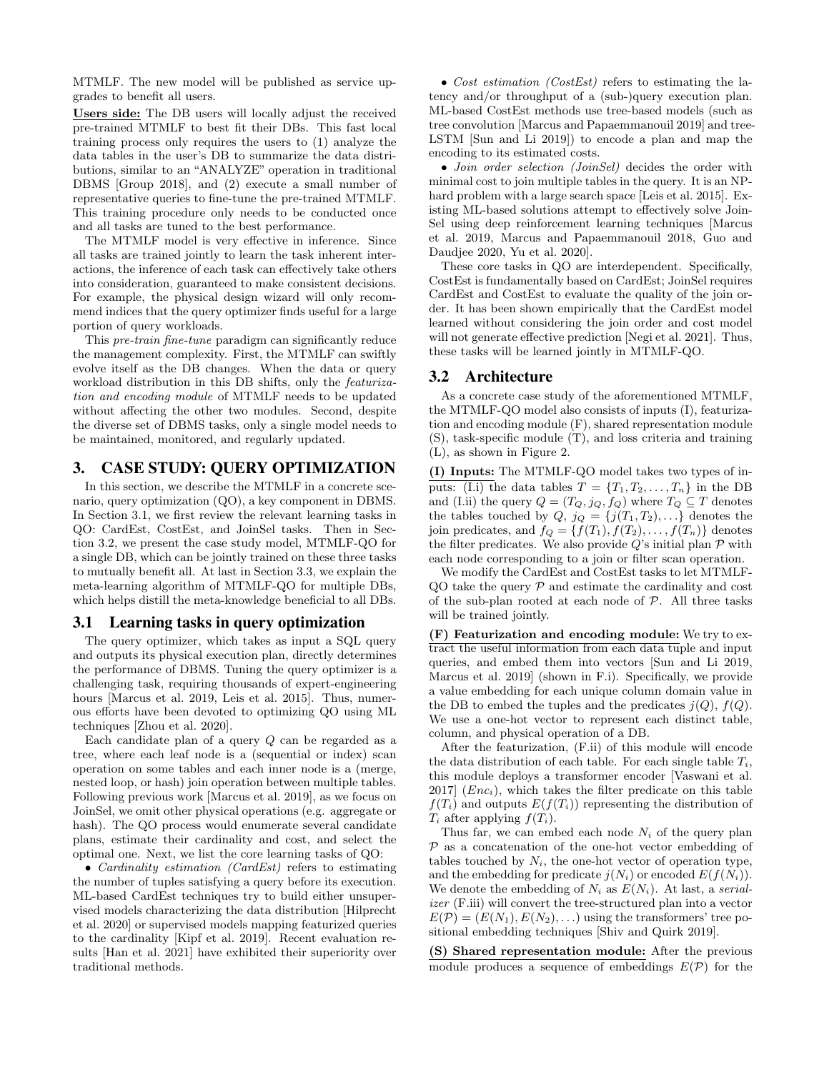MTMLF. The new model will be published as service upgrades to benefit all users.

**Users side:** The DB users will locally adjust the received pre-trained MTMLF to best fit their DBs. This fast local training process only requires the users to (1) analyze the data tables in the user's DB to summarize the data distributions, similar to an "ANALYZE" operation in traditional DBMS [Group 2018], and (2) execute a small number of representative queries to fine-tune the pre-trained MTMLF. This training procedure only needs to be conducted once and all tasks are tuned to the best performance.

The MTMLF model is very effective in inference. Since all tasks are trained jointly to learn the task inherent interactions, the inference of each task can effectively take others into consideration, guaranteed to make consistent decisions. For example, the physical design wizard will only recommend indices that the query optimizer finds useful for a large portion of query workloads.

This *pre-train fine-tune* paradigm can significantly reduce the management complexity. First, the MTMLF can swiftly evolve itself as the DB changes. When the data or query workload distribution in this DB shifts, only the *featurization and encoding module* of MTMLF needs to be updated without affecting the other two modules. Second, despite the diverse set of DBMS tasks, only a single model needs to be maintained, monitored, and regularly updated.

## 3. CASE STUDY: QUERY OPTIMIZATION

In this section, we describe the MTMLF in a concrete scenario, query optimization (QO), a key component in DBMS. In Section 3.1, we first review the relevant learning tasks in QO: CardEst, CostEst, and JoinSel tasks. Then in Section 3.2, we present the case study model, MTMLF-QO for a single DB, which can be jointly trained on these three tasks to mutually benefit all. At last in Section 3.3, we explain the meta-learning algorithm of MTMLF-QO for multiple DBs, which helps distill the meta-knowledge beneficial to all DBs.

### 3.1 Learning tasks in query optimization

The query optimizer, which takes as input a SQL query and outputs its physical execution plan, directly determines the performance of DBMS. Tuning the query optimizer is a challenging task, requiring thousands of expert-engineering hours [Marcus et al. 2019, Leis et al. 2015]. Thus, numerous efforts have been devoted to optimizing QO using ML techniques [Zhou et al. 2020].

Each candidate plan of a query $Q$ can be regarded as a tree, where each leaf node is a (sequential or index) scan operation on some tables and each inner node is a (merge, nested loop, or hash) join operation between multiple tables. Following previous work [Marcus et al. 2019], as we focus on JoinSel, we omit other physical operations (e.g. aggregate or hash). The QO process would enumerate several candidate plans, estimate their cardinality and cost, and select the optimal one. Next, we list the core learning tasks of QO:

• *Cardinality estimation (CardEst)* refers to estimating the number of tuples satisfying a query before its execution. ML-based CardEst techniques try to build either unsupervised models characterizing the data distribution [Hilprecht et al. 2020] or supervised models mapping featurized queries to the cardinality [Kipf et al. 2019]. Recent evaluation results [Han et al. 2021] have exhibited their superiority over traditional methods.

• *Cost estimation (CostEst)* refers to estimating the latency and/or throughput of a (sub-)query execution plan. ML-based CostEst methods use tree-based models (such as tree convolution [Marcus and Papaemmanouil 2019] and tree-LSTM [Sun and Li 2019]) to encode a plan and map the encoding to its estimated costs.

• *Join order selection (JoinSel)* decides the order with minimal cost to join multiple tables in the query. It is an NP-hard problem with a large search space [Leis et al. 2015]. Existing ML-based solutions attempt to effectively solve JoinSel using deep reinforcement learning techniques [Marcus et al. 2019, Marcus and Papaemmanouil 2018, Guo and Daudjee 2020, Yu et al. 2020].

These core tasks in QO are interdependent. Specifically, CostEst is fundamentally based on CardEst; JoinSel requires CardEst and CostEst to evaluate the quality of the join order. It has been shown empirically that the CardEst model learned without considering the join order and cost model will not generate effective prediction [Negi et al. 2021]. Thus, these tasks will be learned jointly in MTMLF-QO.

### 3.2 Architecture

As a concrete case study of the aforementioned MTMLF, the MTMLF-QO model also consists of inputs (I), featurization and encoding module (F), shared representation module (S), task-specific module (T), and loss criteria and training (L), as shown in Figure 2.

**(I) Inputs:** The MTMLF-QO model takes two types of inputs: (I.i) the data tables $T = \{T_1, T_2, \ldots, T_n\}$ in the DB and (I.ii) the query $Q = (T_Q, j_Q, f_Q)$ where $T_Q \subseteq T$ denotes the tables touched by $Q$, $j_Q = \{j(T_1, T_2), \ldots\}$ denotes the join predicates, and $f_Q = \{f(T_1), f(T_2), \ldots, f(T_n)\}$ denotes the filter predicates. We also provide $Q$'s initial plan $\mathcal{P}$ with each node corresponding to a join or filter scan operation.

We modify the CardEst and CostEst tasks to let MTMLF-QO take the query $\mathcal{P}$ and estimate the cardinality and cost of the sub-plan rooted at each node of $\mathcal{P}$. All three tasks will be trained jointly.

**(F) Featurization and encoding module:** We try to extract the useful information from each data tuple and input queries, and embed them into vectors [Sun and Li 2019, Marcus et al. 2019] (shown in F.i). Specifically, we provide a value embedding for each unique column domain value in the DB to embed the tuples and the predicates $j(Q)$, $f(Q)$. We use a one-hot vector to represent each distinct table, column, and physical operation of a DB.

After the featurization, (F.ii) of this module will encode the data distribution of each table. For each single table $T_i$, this module deploys a transformer encoder [Vaswani et al. 2017] ($Enc_i$), which takes the filter predicate on this table $f(T_i)$ and outputs $E(f(T_i))$ representing the distribution of $T_i$ after applying $f(T_i)$.

Thus far, we can embed each node $N_i$ of the query plan $\mathcal{P}$ as a concatenation of the one-hot vector embedding of tables touched by $N_i$, the one-hot vector of operation type, and the embedding for predicate $j(N_i)$ or encoded $E(f(N_i))$. We denote the embedding of $N_i$ as $E(N_i)$. At last, a *serializer* (F.iii) will convert the tree-structured plan into a vector $E(\mathcal{P}) = (E(N_1), E(N_2), \ldots)$ using the transformers' tree positional embedding techniques [Shiv and Quirk 2019].

**(S) Shared representation module:** After the previous module produces a sequence of embeddings $E(\mathcal{P})$ for the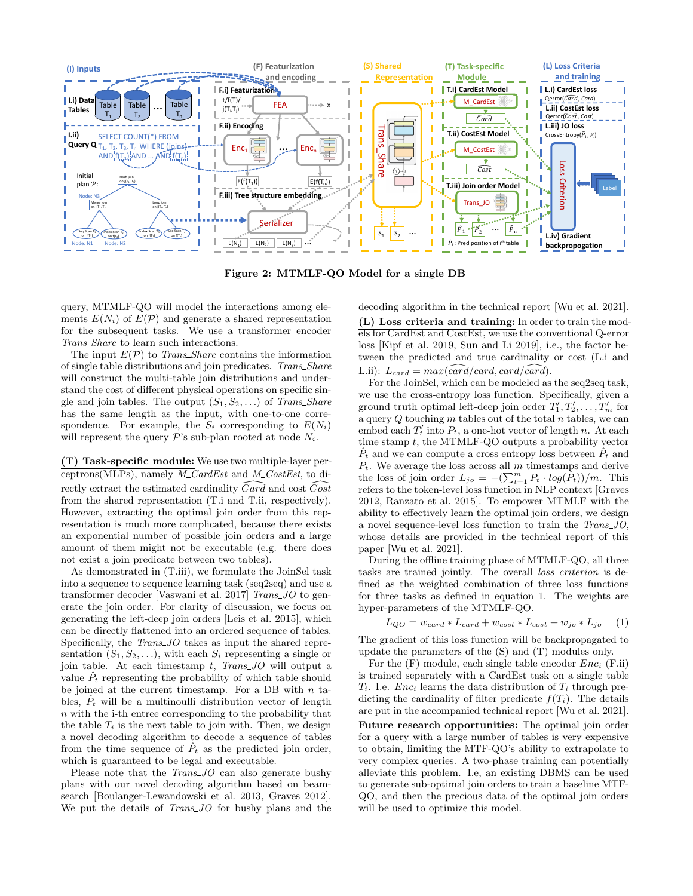**Figure 2: MTMLF-QO Model for a single DB**

query, MTMLF-QO will model the interactions among elements $E(N_i)$ of $E(\mathcal{P})$ and generate a shared representation for the subsequent tasks. We use a transformer encoder *Trans_Share* to learn such interactions.

The input $E(\mathcal{P})$ to *Trans_Share* contains the information of single table distributions and join predicates. *Trans_Share* will construct the multi-table join distributions and understand the cost of different physical operations on specific single and join tables. The output $(S_1, S_2, \ldots)$ of *Trans_Share* has the same length as the input, with one-to-one correspondence. For example, the $S_i$ corresponding to $E(N_i)$ will represent the query $\mathcal{P}$'s sub-plan rooted at node $N_i$.

**(T) Task-specific module:** We use two multiple-layer perceptrons(MLPs), namely *M_CardEst* and *M_CostEst*, to directly extract the estimated cardinality $\widehat{Card}$ and cost $\widehat{Cost}$ from the shared representation (T.i and T.ii, respectively). However, extracting the optimal join order from this representation is much more complicated, because there exists an exponential number of possible join orders and a large amount of them might not be executable (e.g. there does not exist a join predicate between two tables).

As demonstrated in (T.iii), we formulate the JoinSel task into a sequence to sequence learning task (seq2seq) and use a transformer decoder [Vaswani et al. 2017] *Trans_JO* to generate the join order. For clarity of discussion, we focus on generating the left-deep join orders [Leis et al. 2015], which can be directly flattened into an ordered sequence of tables. Specifically, the *Trans_JO* takes as input the shared representation $(S_1, S_2, \ldots)$, with each $S_i$ representing a single or join table. At each timestamp $t$, *Trans_JO* will output a value $\hat{P}_t$ representing the probability of which table should be joined at the current timestamp. For a DB with $n$ tables, $\hat{P}_t$ will be a multinoulli distribution vector of length $n$ with the i-th entree corresponding to the probability that the table $T_i$ is the next table to join with. Then, we design a novel decoding algorithm to decode a sequence of tables from the time sequence of $\hat{P}_t$ as the predicted join order, which is guaranteed to be legal and executable.

Please note that the *Trans_JO* can also generate bushy plans with our novel decoding algorithm based on beam-search [Boulanger-Lewandowski et al. 2013, Graves 2012]. We put the details of *Trans_JO* for bushy plans and the decoding algorithm in the technical report [Wu et al. 2021].

**(L) Loss criteria and training:** In order to train the models for CardEst and CostEst, we use the conventional Q-error loss [Kipf et al. 2019, Sun and Li 2019], i.e., the factor between the predicted and true cardinality or cost (L.i and L.ii): $L_{card} = max(\widehat{card}/card, card/\widehat{card})$.

For the JoinSel, which can be modeled as the seq2seq task, we use the cross-entropy loss function. Specifically, given a ground truth optimal left-deep join order $T'_1, T'_2, \ldots, T'_m$ for a query $Q$ touching $m$ tables out of the total $n$ tables, we can embed each $T'_t$ into $P_t$, a one-hot vector of length $n$. At each time stamp $t$, the MTMLF-QO outputs a probability vector $\hat{P}_t$ and we can compute a cross entropy loss between $\hat{P}_t$ and $P_t$. We average the loss across all $m$ timestamps and derive the loss of join order $L_{jo} = -(\sum_{t=1}^{m} P_t \cdot log(\hat{P}_t))/m$. This refers to the token-level loss function in NLP context [Graves 2012, Ranzato et al. 2015]. To empower MTMLF with the ability to effectively learn the optimal join orders, we design a novel sequence-level loss function to train the *Trans_JO*, whose details are provided in the technical report of this paper [Wu et al. 2021].

During the offline training phase of MTMLF-QO, all three tasks are trained jointly. The overall *loss criterion* is defined as the weighted combination of three loss functions for three tasks as defined in equation 1. The weights are hyper-parameters of the MTMLF-QO.

$$L_{QO} = w_{card} * L_{card} + w_{cost} * L_{cost} + w_{jo} * L_{jo} \quad (1)$$

The gradient of this loss function will be backpropagated to update the parameters of the (S) and (T) modules only.

For the (F) module, each single table encoder $Enc_i$ (F.ii) is trained separately with a CardEst task on a single table $T_i$. I.e. $Enc_i$ learns the data distribution of $T_i$ through predicting the cardinality of filter predicate $f(T_i)$. The details are put in the accompanied technical report [Wu et al. 2021].

**Future research opportunities:** The optimal join order for a query with a large number of tables is very expensive to obtain, limiting the MTF-QO's ability to extrapolate to very complex queries. A two-phase training can potentially alleviate this problem. I.e, an existing DBMS can be used to generate sub-optimal join orders to train a baseline MTF-QO, and then the precious data of the optimal join orders will be used to optimize this model.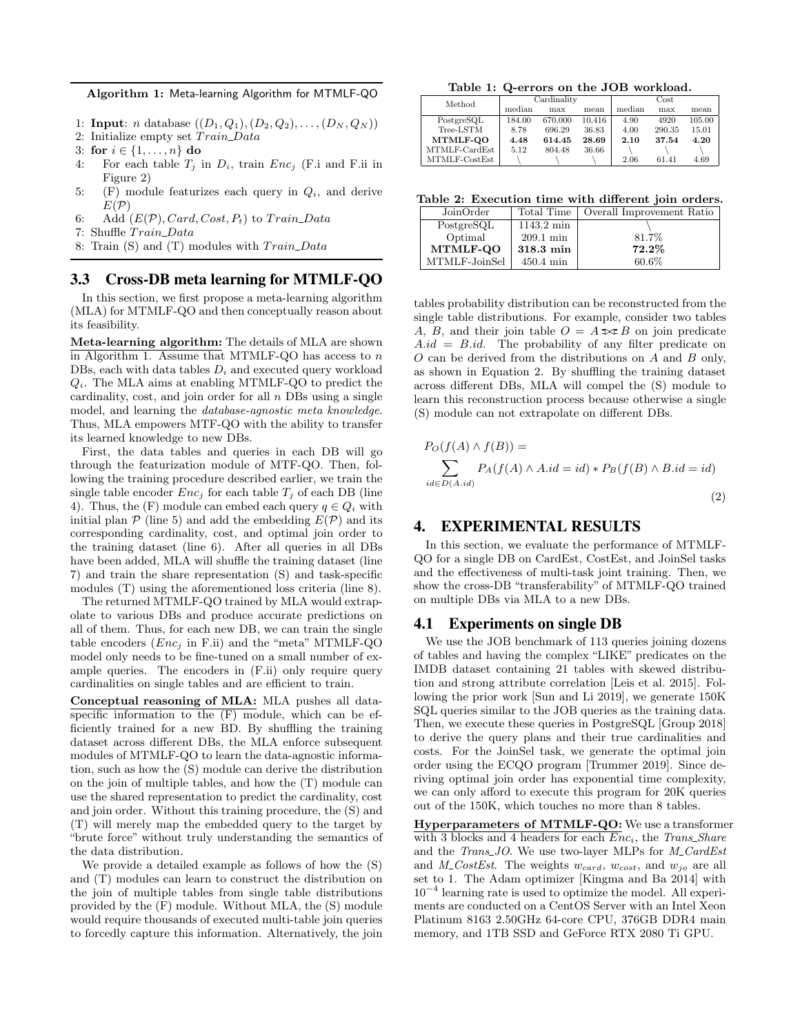**Algorithm 1:** Meta-learning Algorithm for MTMLF-QO

1: **Input**: $n$ database $((D_1, Q_1), (D_2, Q_2), \ldots, (D_N, Q_N))$
2: Initialize empty set $Train\_Data$
3: **for** $i \in \{1, \ldots, n\}$ **do**
4: For each table $T_j$ in $D_i$, train $Enc_j$ (F.i and F.ii in Figure 2)
5: (F) module featurizes each query in $Q_i$, and derive $E(\mathcal{P})$
6: Add $(E(\mathcal{P}), Card, Cost, P_t)$ to $Train\_Data$
7: Shuffle $Train\_Data$
8: Train (S) and (T) modules with $Train\_Data$

## 3.3 Cross-DB meta learning for MTMLF-QO

In this section, we first propose a meta-learning algorithm (MLA) for MTMLF-QO and then conceptually reason about its feasibility.

**Meta-learning algorithm:** The details of MLA are shown in Algorithm 1. Assume that MTMLF-QO has access to $n$ DBs, each with data tables $D_i$ and executed query workload $Q_i$. The MLA aims at enabling MTMLF-QO to predict the cardinality, cost, and join order for all $n$ DBs using a single model, and learning the *database-agnostic meta knowledge*. Thus, MLA empowers MTF-QO with the ability to transfer its learned knowledge to new DBs.

First, the data tables and queries in each DB will go through the featurization module of MTF-QO. Then, following the training procedure described earlier, we train the single table encoder $Enc_j$ for each table $T_j$ of each DB (line 4). Thus, the (F) module can embed each query $q \in Q_i$ with initial plan $\mathcal{P}$ (line 5) and add the embedding $E(\mathcal{P})$ and its corresponding cardinality, cost, and optimal join order to the training dataset (line 6). After all queries in all DBs have been added, MLA will shuffle the training dataset (line 7) and train the share representation (S) and task-specific modules (T) using the aforementioned loss criteria (line 8).

The returned MTMLF-QO trained by MLA would extrapolate to various DBs and produce accurate predictions on all of them. Thus, for each new DB, we can train the single table encoders ($Enc_j$ in F.ii) and the "meta" MTMLF-QO model only needs to be fine-tuned on a small number of example queries. The encoders in (F.ii) only require query cardinalities on single tables and are efficient to train.

**Conceptual reasoning of MLA:** MLA pushes all data-specific information to the (F) module, which can be efficiently trained for a new BD. By shuffling the training dataset across different DBs, the MLA enforce subsequent modules of MTMLF-QO to learn the data-agnostic information, such as how the (S) module can derive the distribution on the join of multiple tables, and how the (T) module can use the shared representation to predict the cardinality, cost and join order. Without this training procedure, the (S) and (T) will merely map the embedded query to the target by "brute force" without truly understanding the semantics of the data distribution.

We provide a detailed example as follows of how the (S) and (T) modules can learn to construct the distribution on the join of multiple tables from single table distributions provided by the (F) module. Without MLA, the (S) module would require thousands of executed multi-table join queries to forcedly capture this information. Alternatively, the join tables probability distribution can be reconstructed from the single table distributions. For example, consider two tables $A$, $B$, and their join table $O = A \bowtie B$ on join predicate $A.id = B.id$. The probability of any filter predicate on $O$ can be derived from the distributions on $A$ and $B$ only, as shown in Equation 2. By shuffling the training dataset across different DBs, MLA will compel the (S) module to learn this reconstruction process because otherwise a single (S) module can not extrapolate on different DBs.

$$P_O(f(A) \wedge f(B)) = \sum_{id \in D(A.id)} P_A(f(A) \wedge A.id = id) * P_B(f(B) \wedge B.id = id) \tag{2}$$

**Table 1: Q-errors on the JOB workload.**

| Method | Cardinality | | | Cost | | |
|---|---|---|---|---|---|---|
| | median | max | mean | median | max | mean |
| PostgreSQL | 184.00 | 670,000 | 10,416 | 4.90 | 4920 | 105.00 |
| Tree-LSTM | 8.78 | 696.29 | 36.83 | 4.00 | 290.35 | 15.01 |
| **MTMLF-QO** | **4.48** | **614.45** | **28.69** | **2.10** | **37.54** | **4.20** |
| MTMLF-CardEst | 5.12 | 804.48 | 36.66 | \ | \ | \ |
| MTMLF-CostEst | \ | \ | \ | 2.06 | 61.41 | 4.69 |

**Table 2: Execution time with different join orders.**

| JoinOrder | Total Time | Overall Improvement Ratio |
|---|---|---|
| PostgreSQL | 1143.2 min | \ |
| Optimal | 209.1 min | 81.7% |
| **MTMLF-QO** | **318.3 min** | **72.2%** |
| MTMLF-JoinSel | 450.4 min | 60.6% |

# 4. EXPERIMENTAL RESULTS

In this section, we evaluate the performance of MTMLF-QO for a single DB on CardEst, CostEst, and JoinSel tasks and the effectiveness of multi-task joint training. Then, we show the cross-DB "transferability" of MTMLF-QO trained on multiple DBs via MLA to a new DBs.

## 4.1 Experiments on single DB

We use the JOB benchmark of 113 queries joining dozens of tables and having the complex "LIKE" predicates on the IMDB dataset containing 21 tables with skewed distribution and strong attribute correlation [Leis et al. 2015]. Following the prior work [Sun and Li 2019], we generate 150K SQL queries similar to the JOB queries as the training data. Then, we execute these queries in PostgreSQL [Group 2018] to derive the query plans and their true cardinalities and costs. For the JoinSel task, we generate the optimal join order using the ECQO program [Trummer 2019]. Since deriving optimal join order has exponential time complexity, we can only afford to execute this program for 20K queries out of the 150K, which touches no more than 8 tables.

**Hyperparameters of MTMLF-QO:** We use a transformer with 3 blocks and 4 headers for each $Enc_i$, the *Trans_Share* and the *Trans_JO*. We use two-layer MLPs for *M_CardEst* and *M_CostEst*. The weights $w_{card}$, $w_{cost}$, and $w_{jo}$ are all set to 1. The Adam optimizer [Kingma and Ba 2014] with $10^{-4}$ learning rate is used to optimize the model. All experiments are conducted on a CentOS Server with an Intel Xeon Platinum 8163 2.50GHz 64-core CPU, 376GB DDR4 main memory, and 1TB SSD and GeForce RTX 2080 Ti GPU.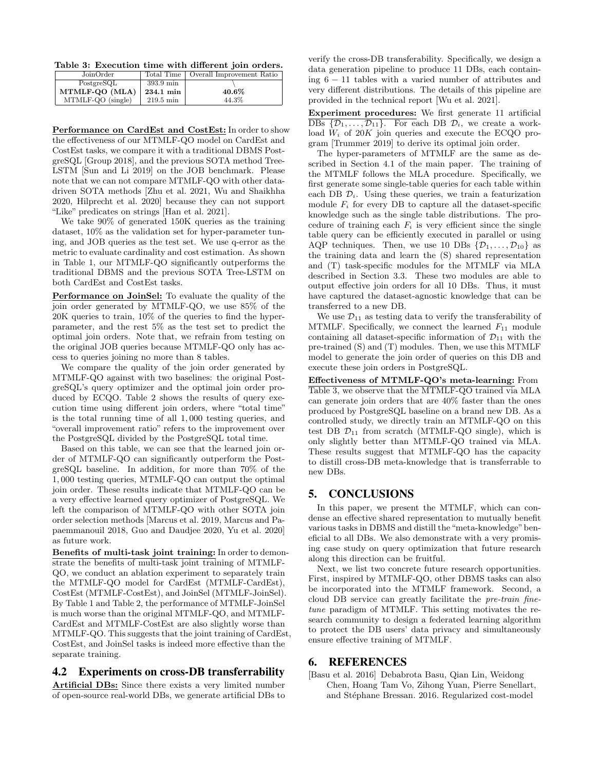**Table 3: Execution time with different join orders.**

| JoinOrder | Total Time | Overall Improvement Ratio |
| --- | --- | --- |
| PostgreSQL | 393.9 min | \ |
| **MTMLF-QO (MLA)** | **234.1 min** | **40.6%** |
| MTMLF-QO (single) | 219.5 min | 44.3% |

**Performance on CardEst and CostEst:** In order to show the effectiveness of our MTMLF-QO model on CardEst and CostEst tasks, we compare it with a traditional DBMS PostgreSQL [Group 2018], and the previous SOTA method Tree-LSTM [Sun and Li 2019] on the JOB benchmark. Please note that we can not compare MTMLF-QO with other data-driven SOTA methods [Zhu et al. 2021, Wu and Shaikhha 2020, Hilprecht et al. 2020] because they can not support "Like" predicates on strings [Han et al. 2021].

We take 90% of generated 150K queries as the training dataset, 10% as the validation set for hyper-parameter tuning, and JOB queries as the test set. We use q-error as the metric to evaluate cardinality and cost estimation. As shown in Table 1, our MTMLF-QO significantly outperforms the traditional DBMS and the previous SOTA Tree-LSTM on both CardEst and CostEst tasks.

**Performance on JoinSel:** To evaluate the quality of the join order generated by MTMLF-QO, we use 85% of the 20K queries to train, 10% of the queries to find the hyper-parameter, and the rest 5% as the test set to predict the optimal join orders. Note that, we refrain from testing on the original JOB queries because MTMLF-QO only has access to queries joining no more than 8 tables.

We compare the quality of the join order generated by MTMLF-QO against with two baselines: the original PostgreSQL's query optimizer and the optimal join order produced by ECQO. Table 2 shows the results of query execution time using different join orders, where "total time" is the total running time of all 1,000 testing queries, and "overall improvement ratio" refers to the improvement over the PostgreSQL divided by the PostgreSQL total time.

Based on this table, we can see that the learned join order of MTMLF-QO can significantly outperform the PostgreSQL baseline. In addition, for more than 70% of the 1,000 testing queries, MTMLF-QO can output the optimal join order. These results indicate that MTMLF-QO can be a very effective learned query optimizer of PostgreSQL. We left the comparison of MTMLF-QO with other SOTA join order selection methods [Marcus et al. 2019, Marcus and Papaemmanouil 2018, Guo and Daudjee 2020, Yu et al. 2020] as future work.

**Benefits of multi-task joint training:** In order to demonstrate the benefits of multi-task joint training of MTMLF-QO, we conduct an ablation experiment to separately train the MTMLF-QO model for CardEst (MTMLF-CardEst), CostEst (MTMLF-CostEst), and JoinSel (MTMLF-JoinSel). By Table 1 and Table 2, the performance of MTMLF-JoinSel is much worse than the original MTMLF-QO, and MTMLF-CardEst and MTMLF-CostEst are also slightly worse than MTMLF-QO. This suggests that the joint training of CardEst, CostEst, and JoinSel tasks is indeed more effective than the separate training.

## 4.2 Experiments on cross-DB transferrability

**Artificial DBs:** Since there exists a very limited number of open-source real-world DBs, we generate artificial DBs to verify the cross-DB transferability. Specifically, we design a data generation pipeline to produce 11 DBs, each containing $6-11$ tables with a varied number of attributes and very different distributions. The details of this pipeline are provided in the technical report [Wu et al. 2021].

**Experiment procedures:** We first generate 11 artificial DBs $\{\mathcal{D}_1, \dots, \mathcal{D}_{11}\}$. For each DB $\mathcal{D}_i$, we create a workload $W_i$ of $20K$ join queries and execute the ECQO program [Trummer 2019] to derive its optimal join order.

The hyper-parameters of MTMLF are the same as described in Section 4.1 of the main paper. The training of the MTMLF follows the MLA procedure. Specifically, we first generate some single-table queries for each table within each DB $\mathcal{D}_i$. Using these queries, we train a featurization module $F_i$ for every DB to capture all the dataset-specific knowledge such as the single table distributions. The procedure of training each $F_i$ is very efficient since the single table query can be efficiently executed in parallel or using AQP techniques. Then, we use 10 DBs $\{\mathcal{D}_1, \dots, \mathcal{D}_{10}\}$ as the training data and learn the (S) shared representation and (T) task-specific modules for the MTMLF via MLA described in Section 3.3. These two modules are able to output effective join orders for all 10 DBs. Thus, it must have captured the dataset-agnostic knowledge that can be transferred to a new DB.

We use $\mathcal{D}_{11}$ as testing data to verify the transferability of MTMLF. Specifically, we connect the learned $F_{11}$ module containing all dataset-specific information of $\mathcal{D}_{11}$ with the pre-trained (S) and (T) modules. Then, we use this MTMLF model to generate the join order of queries on this DB and execute these join orders in PostgreSQL.

**Effectiveness of MTMLF-QO's meta-learning:** From Table 3, we observe that the MTMLF-QO trained via MLA can generate join orders that are 40% faster than the ones produced by PostgreSQL baseline on a brand new DB. As a controlled study, we directly train an MTMLF-QO on this test DB $\mathcal{D}_{11}$ from scratch (MTMLF-QO single), which is only slightly better than MTMLF-QO trained via MLA. These results suggest that MTMLF-QO has the capacity to distill cross-DB meta-knowledge that is transferrable to new DBs.

# 5. CONCLUSIONS

In this paper, we present the MTMLF, which can condense an effective shared representation to mutually benefit various tasks in DBMS and distill the "meta-knowledge" beneficial to all DBs. We also demonstrate with a very promising case study on query optimization that future research along this direction can be fruitful.

Next, we list two concrete future research opportunities. First, inspired by MTMLF-QO, other DBMS tasks can also be incorporated into the MTMLF framework. Second, a cloud DB service can greatly facilitate the *pre-train fine-tune* paradigm of MTMLF. This setting motivates the research community to design a federated learning algorithm to protect the DB users' data privacy and simultaneously ensure effective training of MTMLF.

# 6. REFERENCES

[Basu et al. 2016] Debabrota Basu, Qian Lin, Weidong Chen, Hoang Tam Vo, Zihong Yuan, Pierre Senellart, and Stéphane Bressan. 2016. Regularized cost-model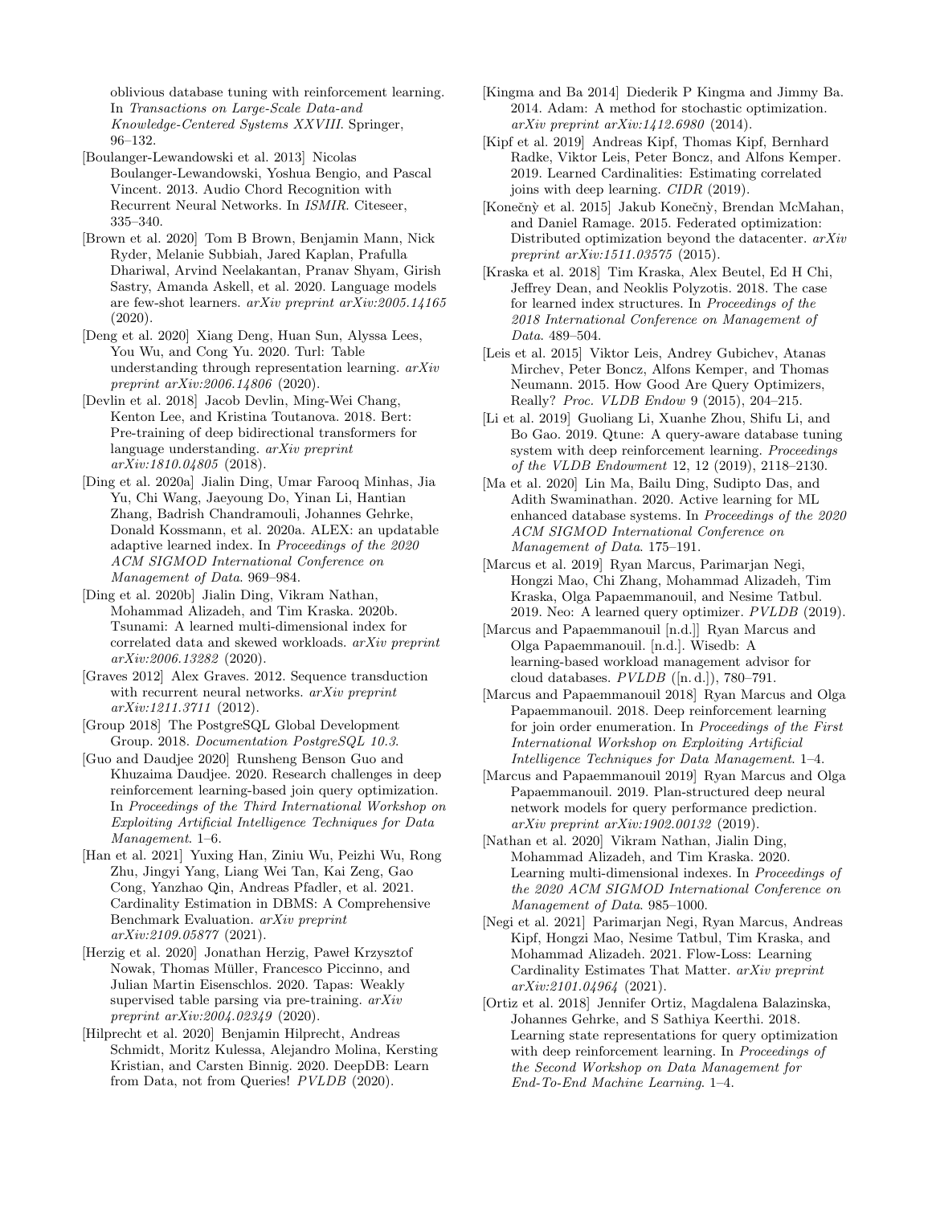oblivious database tuning with reinforcement learning. In *Transactions on Large-Scale Data-and Knowledge-Centered Systems XXVIII*. Springer, 96–132.

[Boulanger-Lewandowski et al. 2013] Nicolas Boulanger-Lewandowski, Yoshua Bengio, and Pascal Vincent. 2013. Audio Chord Recognition with Recurrent Neural Networks. In *ISMIR*. Citeseer, 335–340.

[Brown et al. 2020] Tom B Brown, Benjamin Mann, Nick Ryder, Melanie Subbiah, Jared Kaplan, Prafulla Dhariwal, Arvind Neelakantan, Pranav Shyam, Girish Sastry, Amanda Askell, et al. 2020. Language models are few-shot learners. *arXiv preprint arXiv:2005.14165* (2020).

[Deng et al. 2020] Xiang Deng, Huan Sun, Alyssa Lees, You Wu, and Cong Yu. 2020. Turl: Table understanding through representation learning. *arXiv preprint arXiv:2006.14806* (2020).

[Devlin et al. 2018] Jacob Devlin, Ming-Wei Chang, Kenton Lee, and Kristina Toutanova. 2018. Bert: Pre-training of deep bidirectional transformers for language understanding. *arXiv preprint arXiv:1810.04805* (2018).

[Ding et al. 2020a] Jialin Ding, Umar Farooq Minhas, Jia Yu, Chi Wang, Jaeyoung Do, Yinan Li, Hantian Zhang, Badrish Chandramouli, Johannes Gehrke, Donald Kossmann, et al. 2020a. ALEX: an updatable adaptive learned index. In *Proceedings of the 2020 ACM SIGMOD International Conference on Management of Data*. 969–984.

[Ding et al. 2020b] Jialin Ding, Vikram Nathan, Mohammad Alizadeh, and Tim Kraska. 2020b. Tsunami: A learned multi-dimensional index for correlated data and skewed workloads. *arXiv preprint arXiv:2006.13282* (2020).

[Graves 2012] Alex Graves. 2012. Sequence transduction with recurrent neural networks. *arXiv preprint arXiv:1211.3711* (2012).

[Group 2018] The PostgreSQL Global Development Group. 2018. *Documentation PostgreSQL 10.3*.

[Guo and Daudjee 2020] Runsheng Benson Guo and Khuzaima Daudjee. 2020. Research challenges in deep reinforcement learning-based join query optimization. In *Proceedings of the Third International Workshop on Exploiting Artificial Intelligence Techniques for Data Management*. 1–6.

[Han et al. 2021] Yuxing Han, Ziniu Wu, Peizhi Wu, Rong Zhu, Jingyi Yang, Liang Wei Tan, Kai Zeng, Gao Cong, Yanzhao Qin, Andreas Pfadler, et al. 2021. Cardinality Estimation in DBMS: A Comprehensive Benchmark Evaluation. *arXiv preprint arXiv:2109.05877* (2021).

[Herzig et al. 2020] Jonathan Herzig, Paweł Krzysztof Nowak, Thomas Müller, Francesco Piccinno, and Julian Martin Eisenschlos. 2020. Tapas: Weakly supervised table parsing via pre-training. *arXiv preprint arXiv:2004.02349* (2020).

[Hilprecht et al. 2020] Benjamin Hilprecht, Andreas Schmidt, Moritz Kulessa, Alejandro Molina, Kersting Kristian, and Carsten Binnig. 2020. DeepDB: Learn from Data, not from Queries! *PVLDB* (2020).

[Kingma and Ba 2014] Diederik P Kingma and Jimmy Ba. 2014. Adam: A method for stochastic optimization. *arXiv preprint arXiv:1412.6980* (2014).

[Kipf et al. 2019] Andreas Kipf, Thomas Kipf, Bernhard Radke, Viktor Leis, Peter Boncz, and Alfons Kemper. 2019. Learned Cardinalities: Estimating correlated joins with deep learning. *CIDR* (2019).

[Konečnỳ et al. 2015] Jakub Konečnỳ, Brendan McMahan, and Daniel Ramage. 2015. Federated optimization: Distributed optimization beyond the datacenter. *arXiv preprint arXiv:1511.03575* (2015).

[Kraska et al. 2018] Tim Kraska, Alex Beutel, Ed H Chi, Jeffrey Dean, and Neoklis Polyzotis. 2018. The case for learned index structures. In *Proceedings of the 2018 International Conference on Management of Data*. 489–504.

[Leis et al. 2015] Viktor Leis, Andrey Gubichev, Atanas Mirchev, Peter Boncz, Alfons Kemper, and Thomas Neumann. 2015. How Good Are Query Optimizers, Really? *Proc. VLDB Endow* 9 (2015), 204–215.

[Li et al. 2019] Guoliang Li, Xuanhe Zhou, Shifu Li, and Bo Gao. 2019. Qtune: A query-aware database tuning system with deep reinforcement learning. *Proceedings of the VLDB Endowment* 12, 12 (2019), 2118–2130.

[Ma et al. 2020] Lin Ma, Bailu Ding, Sudipto Das, and Adith Swaminathan. 2020. Active learning for ML enhanced database systems. In *Proceedings of the 2020 ACM SIGMOD International Conference on Management of Data*. 175–191.

[Marcus et al. 2019] Ryan Marcus, Parimarjan Negi, Hongzi Mao, Chi Zhang, Mohammad Alizadeh, Tim Kraska, Olga Papaemmanouil, and Nesime Tatbul. 2019. Neo: A learned query optimizer. *PVLDB* (2019).

[Marcus and Papaemmanouil [n.d.]] Ryan Marcus and Olga Papaemmanouil. [n.d.]. Wisedb: A learning-based workload management advisor for cloud databases. *PVLDB* ([n. d.]), 780–791.

[Marcus and Papaemmanouil 2018] Ryan Marcus and Olga Papaemmanouil. 2018. Deep reinforcement learning for join order enumeration. In *Proceedings of the First International Workshop on Exploiting Artificial Intelligence Techniques for Data Management*. 1–4.

[Marcus and Papaemmanouil 2019] Ryan Marcus and Olga Papaemmanouil. 2019. Plan-structured deep neural network models for query performance prediction. *arXiv preprint arXiv:1902.00132* (2019).

[Nathan et al. 2020] Vikram Nathan, Jialin Ding, Mohammad Alizadeh, and Tim Kraska. 2020. Learning multi-dimensional indexes. In *Proceedings of the 2020 ACM SIGMOD International Conference on Management of Data*. 985–1000.

[Negi et al. 2021] Parimarjan Negi, Ryan Marcus, Andreas Kipf, Hongzi Mao, Nesime Tatbul, Tim Kraska, and Mohammad Alizadeh. 2021. Flow-Loss: Learning Cardinality Estimates That Matter. *arXiv preprint arXiv:2101.04964* (2021).

[Ortiz et al. 2018] Jennifer Ortiz, Magdalena Balazinska, Johannes Gehrke, and S Sathiya Keerthi. 2018. Learning state representations for query optimization with deep reinforcement learning. In *Proceedings of the Second Workshop on Data Management for End-To-End Machine Learning*. 1–4.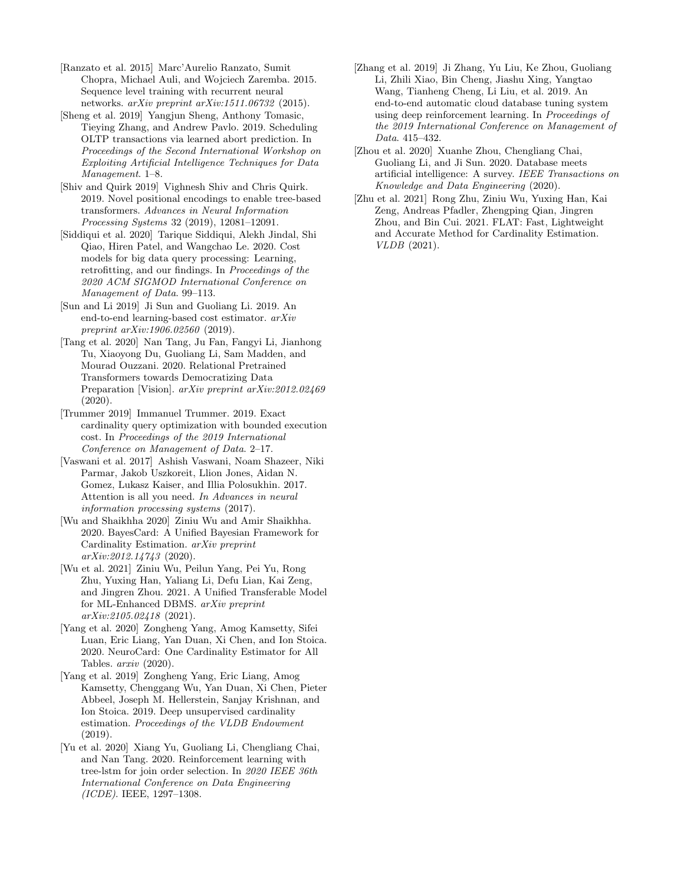[Ranzato et al. 2015] Marc'Aurelio Ranzato, Sumit Chopra, Michael Auli, and Wojciech Zaremba. 2015. Sequence level training with recurrent neural networks. *arXiv preprint arXiv:1511.06732* (2015).

[Sheng et al. 2019] Yangjun Sheng, Anthony Tomasic, Tieying Zhang, and Andrew Pavlo. 2019. Scheduling OLTP transactions via learned abort prediction. In *Proceedings of the Second International Workshop on Exploiting Artificial Intelligence Techniques for Data Management*. 1–8.

[Shiv and Quirk 2019] Vighnesh Shiv and Chris Quirk. 2019. Novel positional encodings to enable tree-based transformers. *Advances in Neural Information Processing Systems* 32 (2019), 12081–12091.

[Siddiqui et al. 2020] Tarique Siddiqui, Alekh Jindal, Shi Qiao, Hiren Patel, and Wangchao Le. 2020. Cost models for big data query processing: Learning, retrofitting, and our findings. In *Proceedings of the 2020 ACM SIGMOD International Conference on Management of Data*. 99–113.

[Sun and Li 2019] Ji Sun and Guoliang Li. 2019. An end-to-end learning-based cost estimator. *arXiv preprint arXiv:1906.02560* (2019).

[Tang et al. 2020] Nan Tang, Ju Fan, Fangyi Li, Jianhong Tu, Xiaoyong Du, Guoliang Li, Sam Madden, and Mourad Ouzzani. 2020. Relational Pretrained Transformers towards Democratizing Data Preparation [Vision]. *arXiv preprint arXiv:2012.02469* (2020).

[Trummer 2019] Immanuel Trummer. 2019. Exact cardinality query optimization with bounded execution cost. In *Proceedings of the 2019 International Conference on Management of Data*. 2–17.

[Vaswani et al. 2017] Ashish Vaswani, Noam Shazeer, Niki Parmar, Jakob Uszkoreit, Llion Jones, Aidan N. Gomez, Lukasz Kaiser, and Illia Polosukhin. 2017. Attention is all you need. *In Advances in neural information processing systems* (2017).

[Wu and Shaikhha 2020] Ziniu Wu and Amir Shaikhha. 2020. BayesCard: A Unified Bayesian Framework for Cardinality Estimation. *arXiv preprint arXiv:2012.14743* (2020).

[Wu et al. 2021] Ziniu Wu, Peilun Yang, Pei Yu, Rong Zhu, Yuxing Han, Yaliang Li, Defu Lian, Kai Zeng, and Jingren Zhou. 2021. A Unified Transferable Model for ML-Enhanced DBMS. *arXiv preprint arXiv:2105.02418* (2021).

[Yang et al. 2020] Zongheng Yang, Amog Kamsetty, Sifei Luan, Eric Liang, Yan Duan, Xi Chen, and Ion Stoica. 2020. NeuroCard: One Cardinality Estimator for All Tables. *arxiv* (2020).

[Yang et al. 2019] Zongheng Yang, Eric Liang, Amog Kamsetty, Chenggang Wu, Yan Duan, Xi Chen, Pieter Abbeel, Joseph M. Hellerstein, Sanjay Krishnan, and Ion Stoica. 2019. Deep unsupervised cardinality estimation. *Proceedings of the VLDB Endowment* (2019).

[Yu et al. 2020] Xiang Yu, Guoliang Li, Chengliang Chai, and Nan Tang. 2020. Reinforcement learning with tree-lstm for join order selection. In *2020 IEEE 36th International Conference on Data Engineering (ICDE)*. IEEE, 1297–1308.

[Zhang et al. 2019] Ji Zhang, Yu Liu, Ke Zhou, Guoliang Li, Zhili Xiao, Bin Cheng, Jiashu Xing, Yangtao Wang, Tianheng Cheng, Li Liu, et al. 2019. An end-to-end automatic cloud database tuning system using deep reinforcement learning. In *Proceedings of the 2019 International Conference on Management of Data*. 415–432.

[Zhou et al. 2020] Xuanhe Zhou, Chengliang Chai, Guoliang Li, and Ji Sun. 2020. Database meets artificial intelligence: A survey. *IEEE Transactions on Knowledge and Data Engineering* (2020).

[Zhu et al. 2021] Rong Zhu, Ziniu Wu, Yuxing Han, Kai Zeng, Andreas Pfadler, Zhengping Qian, Jingren Zhou, and Bin Cui. 2021. FLAT: Fast, Lightweight and Accurate Method for Cardinality Estimation. *VLDB* (2021).